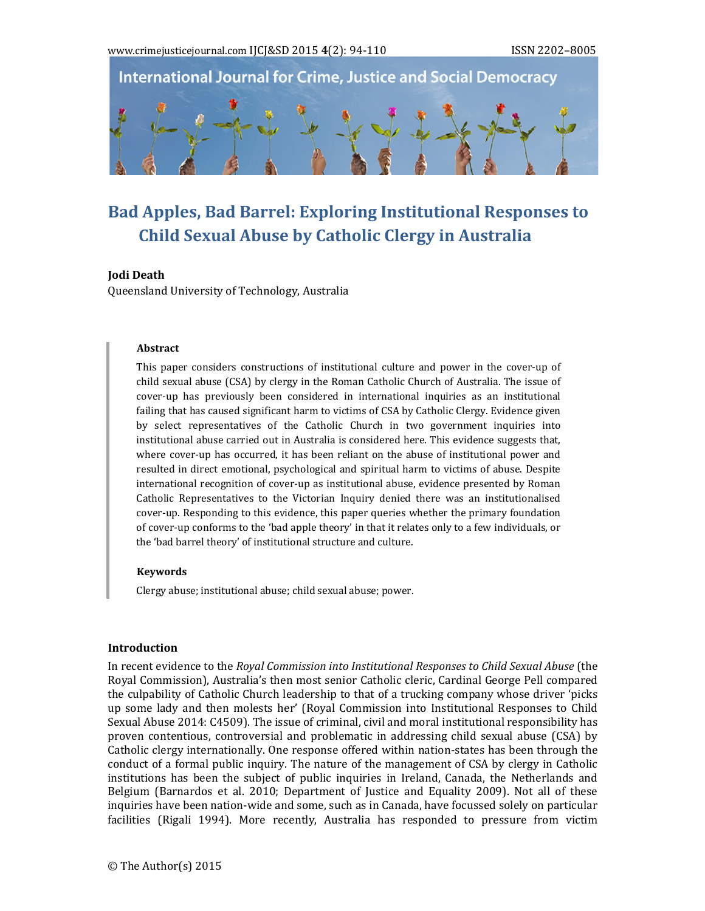# Bad Apples, Bad Barrel: Exploring Institutional Responses to Child Sexual Abuse by Catholic Clergy in Australia

**Jodi Death**

Queensland University of Technology, Australia

### Abstract

This paper considers constructions of institutional culture and power in the cover-up of child sexual abuse (CSA) by clergy in the Roman Catholic Church of Australia. The issue of cover-up has previously been considered in international inquiries as an institutional failing that has caused significant harm to victims of CSA by Catholic Clergy. Evidence given by select representatives of the Catholic Church in two government inquiries into institutional abuse carried out in Australia is considered here. This evidence suggests that, where cover-up has occurred, it has been reliant on the abuse of institutional power and resulted in direct emotional, psychological and spiritual harm to victims of abuse. Despite international recognition of cover-up as institutional abuse, evidence presented by Roman Catholic Representatives to the Victorian Inquiry denied there was an institutionalised cover-up. Responding to this evidence, this paper queries whether the primary foundation of cover-up conforms to the 'bad apple theory' in that it relates only to a few individuals, or the 'bad barrel theory' of institutional structure and culture.

### Keywords

Clergy abuse; institutional abuse; child sexual abuse; power.

## Introduction

In recent evidence to the *Royal Commission into Institutional Responses to Child Sexual Abuse* (the Royal Commission), Australia's then most senior Catholic cleric, Cardinal George Pell compared the culpability of Catholic Church leadership to that of a trucking company whose driver 'picks up some lady and then molests her' (Royal Commission into Institutional Responses to Child Sexual Abuse 2014: C4509). The issue of criminal, civil and moral institutional responsibility has proven contentious, controversial and problematic in addressing child sexual abuse (CSA) by Catholic clergy internationally. One response offered within nation-states has been through the conduct of a formal public inquiry. The nature of the management of CSA by clergy in Catholic institutions has been the subject of public inquiries in Ireland, Canada, the Netherlands and Belgium (Barnardos et al. 2010; Department of Justice and Equality 2009). Not all of these inquiries have been nation-wide and some, such as in Canada, have focussed solely on particular facilities (Rigali 1994). More recently, Australia has responded to pressure from victim

© The Author(s) 2015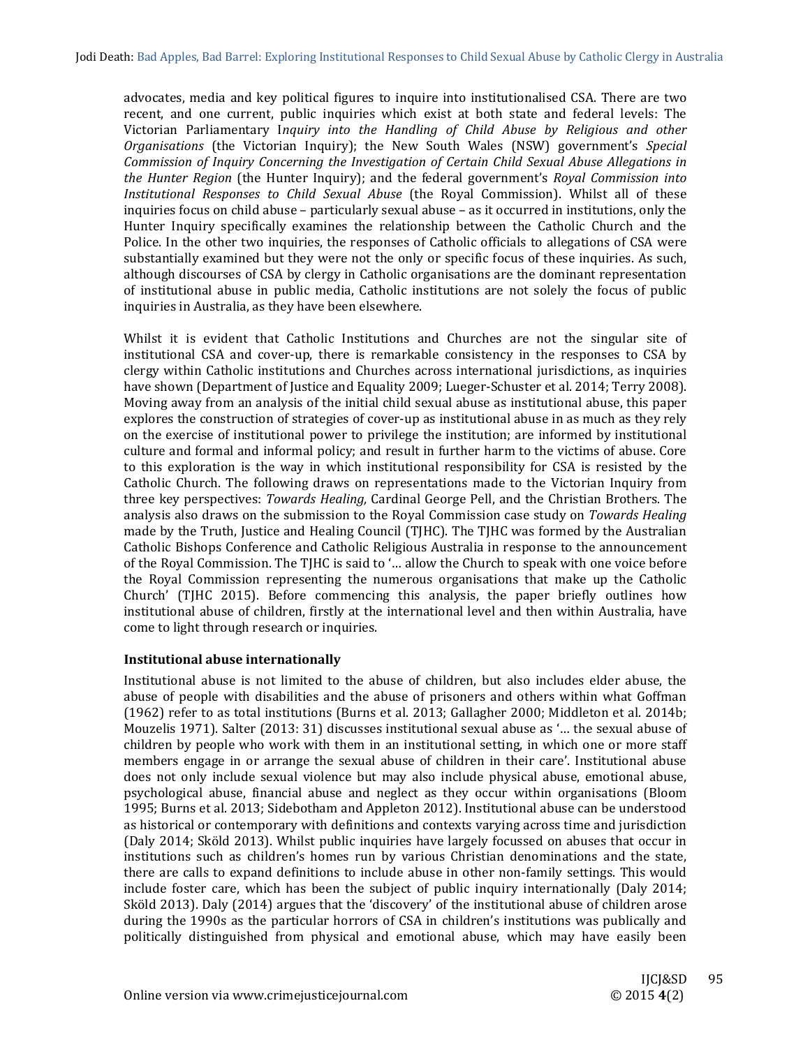advocates, media and key political figures to inquire into institutionalised CSA. There are two recent, and one current, public inquiries which exist at both state and federal levels: The Victorian Parliamentary I*nquiry into the Handling of Child Abuse by Religious and other Organisations* (the Victorian Inquiry); the New South Wales (NSW) government's *Special Commission of Inquiry Concerning the Investigation of Certain Child Sexual Abuse Allegations in the Hunter Region* (the Hunter Inquiry); and the federal government's *Royal Commission into Institutional Responses to Child Sexual Abuse* (the Royal Commission). Whilst all of these inquiries focus on child abuse – particularly sexual abuse – as it occurred in institutions, only the Hunter Inquiry specifically examines the relationship between the Catholic Church and the Police. In the other two inquiries, the responses of Catholic officials to allegations of CSA were substantially examined but they were not the only or specific focus of these inquiries. As such, although discourses of CSA by clergy in Catholic organisations are the dominant representation of institutional abuse in public media, Catholic institutions are not solely the focus of public inquiries in Australia, as they have been elsewhere.

Whilst it is evident that Catholic Institutions and Churches are not the singular site of institutional CSA and cover-up, there is remarkable consistency in the responses to CSA by clergy within Catholic institutions and Churches across international jurisdictions, as inquiries have shown (Department of Justice and Equality 2009; Lueger-Schuster et al. 2014; Terry 2008). Moving away from an analysis of the initial child sexual abuse as institutional abuse, this paper explores the construction of strategies of cover-up as institutional abuse in as much as they rely on the exercise of institutional power to privilege the institution; are informed by institutional culture and formal and informal policy; and result in further harm to the victims of abuse. Core to this exploration is the way in which institutional responsibility for CSA is resisted by the Catholic Church. The following draws on representations made to the Victorian Inquiry from three key perspectives: *Towards Healing,* Cardinal George Pell, and the Christian Brothers. The analysis also draws on the submission to the Royal Commission case study on *Towards Healing* made by the Truth, Justice and Healing Council (TJHC). The TJHC was formed by the Australian Catholic Bishops Conference and Catholic Religious Australia in response to the announcement of the Royal Commission. The TJHC is said to '… allow the Church to speak with one voice before the Royal Commission representing the numerous organisations that make up the Catholic Church' (TJHC 2015). Before commencing this analysis, the paper briefly outlines how institutional abuse of children, firstly at the international level and then within Australia, have come to light through research or inquiries.

### Institutional abuse internationally

Institutional abuse is not limited to the abuse of children, but also includes elder abuse, the abuse of people with disabilities and the abuse of prisoners and others within what Goffman (1962) refer to as total institutions (Burns et al. 2013; Gallagher 2000; Middleton et al. 2014b; Mouzelis 1971). Salter (2013: 31) discusses institutional sexual abuse as '… the sexual abuse of children by people who work with them in an institutional setting, in which one or more staff members engage in or arrange the sexual abuse of children in their care'. Institutional abuse does not only include sexual violence but may also include physical abuse, emotional abuse, psychological abuse, financial abuse and neglect as they occur within organisations (Bloom 1995; Burns et al. 2013; Sidebotham and Appleton 2012). Institutional abuse can be understood as historical or contemporary with definitions and contexts varying across time and jurisdiction (Daly 2014; Sköld 2013). Whilst public inquiries have largely focussed on abuses that occur in institutions such as children's homes run by various Christian denominations and the state, there are calls to expand definitions to include abuse in other non-family settings. This would include foster care, which has been the subject of public inquiry internationally (Daly 2014; Sköld 2013). Daly (2014) argues that the 'discovery' of the institutional abuse of children arose during the 1990s as the particular horrors of CSA in children's institutions was publically and politically distinguished from physical and emotional abuse, which may have easily been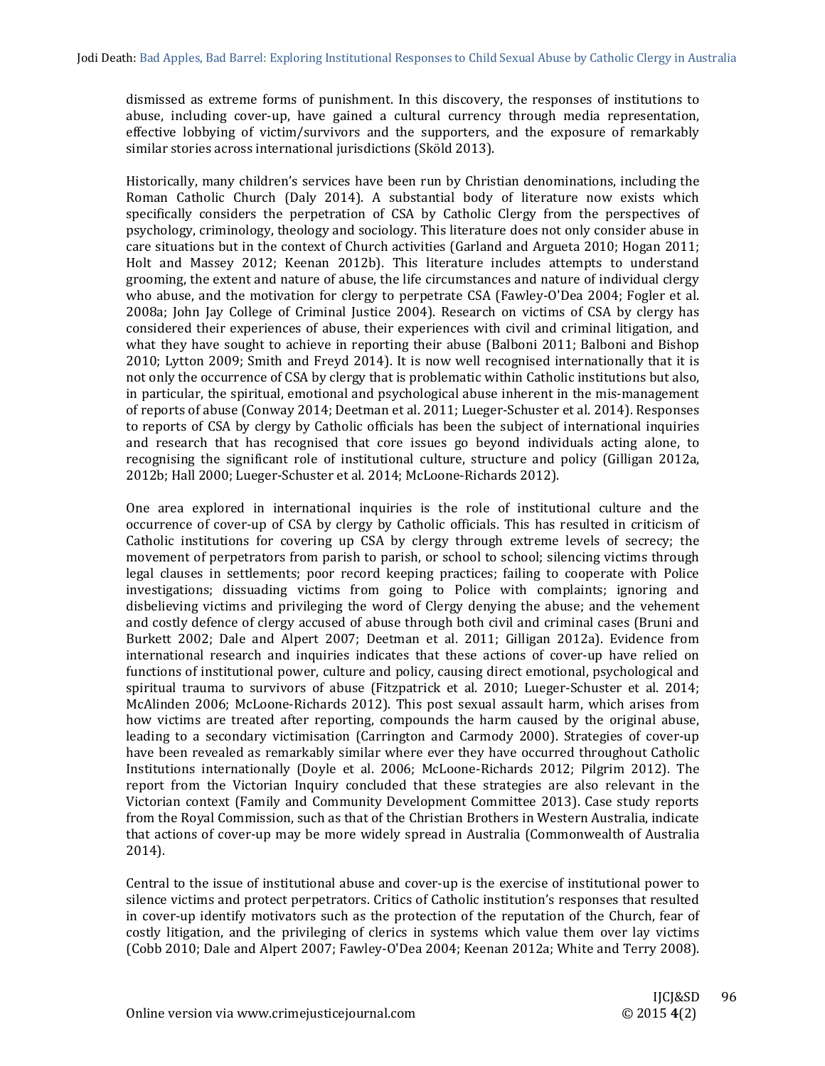dismissed as extreme forms of punishment. In this discovery, the responses of institutions to abuse, including cover-up, have gained a cultural currency through media representation, effective lobbying of victim/survivors and the supporters, and the exposure of remarkably similar stories across international jurisdictions (Sköld 2013).

Historically, many children's services have been run by Christian denominations, including the Roman Catholic Church (Daly 2014). A substantial body of literature now exists which specifically considers the perpetration of CSA by Catholic Clergy from the perspectives of psychology, criminology, theology and sociology. This literature does not only consider abuse in care situations but in the context of Church activities (Garland and Argueta 2010; Hogan 2011; Holt and Massey 2012; Keenan 2012b). This literature includes attempts to understand grooming, the extent and nature of abuse, the life circumstances and nature of individual clergy who abuse, and the motivation for clergy to perpetrate CSA (Fawley-O'Dea 2004; Fogler et al. 2008a; John Jay College of Criminal Justice 2004). Research on victims of CSA by clergy has considered their experiences of abuse, their experiences with civil and criminal litigation, and what they have sought to achieve in reporting their abuse (Balboni 2011; Balboni and Bishop 2010; Lytton 2009; Smith and Freyd 2014). It is now well recognised internationally that it is not only the occurrence of CSA by clergy that is problematic within Catholic institutions but also, in particular, the spiritual, emotional and psychological abuse inherent in the mis-management of reports of abuse (Conway 2014; Deetman et al. 2011; Lueger-Schuster et al. 2014). Responses to reports of CSA by clergy by Catholic officials has been the subject of international inquiries and research that has recognised that core issues go beyond individuals acting alone, to recognising the significant role of institutional culture, structure and policy (Gilligan 2012a, 2012b; Hall 2000; Lueger-Schuster et al. 2014; McLoone-Richards 2012).

One area explored in international inquiries is the role of institutional culture and the occurrence of cover-up of CSA by clergy by Catholic officials. This has resulted in criticism of Catholic institutions for covering up CSA by clergy through extreme levels of secrecy; the movement of perpetrators from parish to parish, or school to school; silencing victims through legal clauses in settlements; poor record keeping practices; failing to cooperate with Police investigations; dissuading victims from going to Police with complaints; ignoring and disbelieving victims and privileging the word of Clergy denying the abuse; and the vehement and costly defence of clergy accused of abuse through both civil and criminal cases (Bruni and Burkett 2002; Dale and Alpert 2007; Deetman et al. 2011; Gilligan 2012a). Evidence from international research and inquiries indicates that these actions of cover-up have relied on functions of institutional power, culture and policy, causing direct emotional, psychological and spiritual trauma to survivors of abuse (Fitzpatrick et al. 2010; Lueger-Schuster et al. 2014; McAlinden 2006; McLoone-Richards 2012). This post sexual assault harm, which arises from how victims are treated after reporting, compounds the harm caused by the original abuse, leading to a secondary victimisation (Carrington and Carmody 2000). Strategies of cover-up have been revealed as remarkably similar where ever they have occurred throughout Catholic Institutions internationally (Doyle et al. 2006; McLoone-Richards 2012; Pilgrim 2012). The report from the Victorian Inquiry concluded that these strategies are also relevant in the Victorian context (Family and Community Development Committee 2013). Case study reports from the Royal Commission, such as that of the Christian Brothers in Western Australia, indicate that actions of cover-up may be more widely spread in Australia (Commonwealth of Australia 2014).

Central to the issue of institutional abuse and cover-up is the exercise of institutional power to silence victims and protect perpetrators. Critics of Catholic institution's responses that resulted in cover-up identify motivators such as the protection of the reputation of the Church, fear of costly litigation, and the privileging of clerics in systems which value them over lay victims (Cobb 2010; Dale and Alpert 2007; Fawley-O'Dea 2004; Keenan 2012a; White and Terry 2008).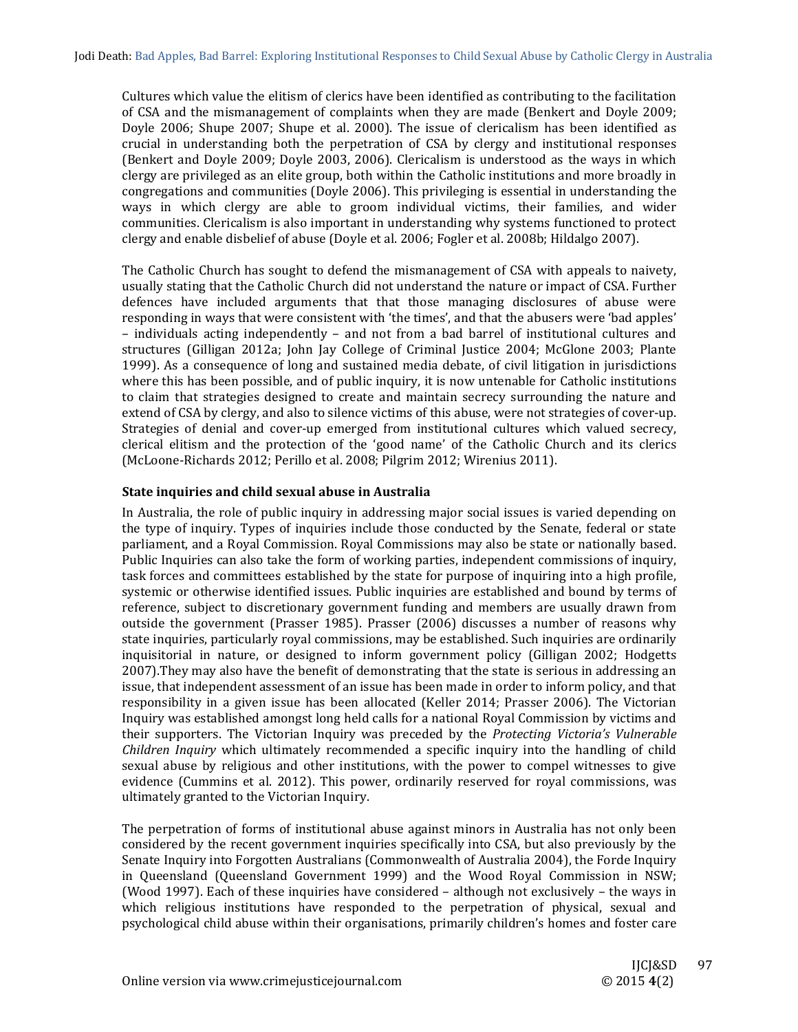Cultures which value the elitism of clerics have been identified as contributing to the facilitation of CSA and the mismanagement of complaints when they are made (Benkert and Doyle 2009; Doyle 2006; Shupe 2007; Shupe et al. 2000). The issue of clericalism has been identified as crucial in understanding both the perpetration of CSA by clergy and institutional responses (Benkert and Doyle 2009; Doyle 2003, 2006). Clericalism is understood as the ways in which clergy are privileged as an elite group, both within the Catholic institutions and more broadly in congregations and communities (Doyle 2006). This privileging is essential in understanding the ways in which clergy are able to groom individual victims, their families, and wider communities. Clericalism is also important in understanding why systems functioned to protect clergy and enable disbelief of abuse (Doyle et al. 2006; Fogler et al. 2008b; Hildalgo 2007).

The Catholic Church has sought to defend the mismanagement of CSA with appeals to naivety, usually stating that the Catholic Church did not understand the nature or impact of CSA. Further defences have included arguments that that those managing disclosures of abuse were responding in ways that were consistent with 'the times', and that the abusers were 'bad apples' – individuals acting independently – and not from a bad barrel of institutional cultures and structures (Gilligan 2012a; John Jay College of Criminal Justice 2004; McGlone 2003; Plante 1999). As a consequence of long and sustained media debate, of civil litigation in jurisdictions where this has been possible, and of public inquiry, it is now untenable for Catholic institutions to claim that strategies designed to create and maintain secrecy surrounding the nature and extend of CSA by clergy, and also to silence victims of this abuse, were not strategies of cover-up. Strategies of denial and cover-up emerged from institutional cultures which valued secrecy, clerical elitism and the protection of the 'good name' of the Catholic Church and its clerics (McLoone-Richards 2012; Perillo et al. 2008; Pilgrim 2012; Wirenius 2011).

### State inquiries and child sexual abuse in Australia

In Australia, the role of public inquiry in addressing major social issues is varied depending on the type of inquiry. Types of inquiries include those conducted by the Senate, federal or state parliament, and a Royal Commission. Royal Commissions may also be state or nationally based. Public Inquiries can also take the form of working parties, independent commissions of inquiry, task forces and committees established by the state for purpose of inquiring into a high profile, systemic or otherwise identified issues. Public inquiries are established and bound by terms of reference, subject to discretionary government funding and members are usually drawn from outside the government (Prasser 1985). Prasser (2006) discusses a number of reasons why state inquiries, particularly royal commissions, may be established. Such inquiries are ordinarily inquisitorial in nature, or designed to inform government policy (Gilligan 2002; Hodgetts 2007).They may also have the benefit of demonstrating that the state is serious in addressing an issue, that independent assessment of an issue has been made in order to inform policy, and that responsibility in a given issue has been allocated (Keller 2014; Prasser 2006). The Victorian Inquiry was established amongst long held calls for a national Royal Commission by victims and their supporters. The Victorian Inquiry was preceded by the *Protecting Victoria's Vulnerable Children Inquiry* which ultimately recommended a specific inquiry into the handling of child sexual abuse by religious and other institutions, with the power to compel witnesses to give evidence (Cummins et al. 2012). This power, ordinarily reserved for royal commissions, was ultimately granted to the Victorian Inquiry.

The perpetration of forms of institutional abuse against minors in Australia has not only been considered by the recent government inquiries specifically into CSA, but also previously by the Senate Inquiry into Forgotten Australians (Commonwealth of Australia 2004), the Forde Inquiry in Queensland (Queensland Government 1999) and the Wood Royal Commission in NSW; (Wood 1997). Each of these inquiries have considered – although not exclusively – the ways in which religious institutions have responded to the perpetration of physical, sexual and psychological child abuse within their organisations, primarily children's homes and foster care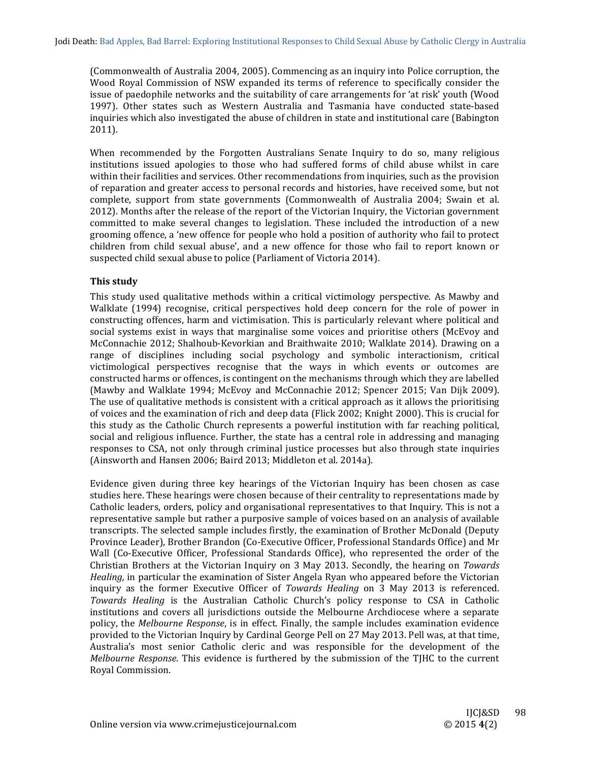(Commonwealth of Australia 2004, 2005). Commencing as an inquiry into Police corruption, the Wood Royal Commission of NSW expanded its terms of reference to specifically consider the issue of paedophile networks and the suitability of care arrangements for 'at risk' youth (Wood 1997). Other states such as Western Australia and Tasmania have conducted state-based inquiries which also investigated the abuse of children in state and institutional care (Babington 2011).

When recommended by the Forgotten Australians Senate Inquiry to do so, many religious institutions issued apologies to those who had suffered forms of child abuse whilst in care within their facilities and services. Other recommendations from inquiries, such as the provision of reparation and greater access to personal records and histories, have received some, but not complete, support from state governments (Commonwealth of Australia 2004; Swain et al. 2012). Months after the release of the report of the Victorian Inquiry, the Victorian government committed to make several changes to legislation. These included the introduction of a new grooming offence, a 'new offence for people who hold a position of authority who fail to protect children from child sexual abuse', and a new offence for those who fail to report known or suspected child sexual abuse to police (Parliament of Victoria 2014).

### This study

This study used qualitative methods within a critical victimology perspective. As Mawby and Walklate (1994) recognise, critical perspectives hold deep concern for the role of power in constructing offences, harm and victimisation. This is particularly relevant where political and social systems exist in ways that marginalise some voices and prioritise others (McEvoy and McConnachie 2012; Shalhoub-Kevorkian and Braithwaite 2010; Walklate 2014). Drawing on a range of disciplines including social psychology and symbolic interactionism, critical victimological perspectives recognise that the ways in which events or outcomes are constructed harms or offences, is contingent on the mechanisms through which they are labelled (Mawby and Walklate 1994; McEvoy and McConnachie 2012; Spencer 2015; Van Dijk 2009). The use of qualitative methods is consistent with a critical approach as it allows the prioritising of voices and the examination of rich and deep data (Flick 2002; Knight 2000). This is crucial for this study as the Catholic Church represents a powerful institution with far reaching political, social and religious influence. Further, the state has a central role in addressing and managing responses to CSA, not only through criminal justice processes but also through state inquiries (Ainsworth and Hansen 2006; Baird 2013; Middleton et al. 2014a).

Evidence given during three key hearings of the Victorian Inquiry has been chosen as case studies here. These hearings were chosen because of their centrality to representations made by Catholic leaders, orders, policy and organisational representatives to that Inquiry. This is not a representative sample but rather a purposive sample of voices based on an analysis of available transcripts. The selected sample includes firstly, the examination of Brother McDonald (Deputy Province Leader), Brother Brandon (Co-Executive Officer, Professional Standards Office) and Mr Wall (Co-Executive Officer, Professional Standards Office), who represented the order of the Christian Brothers at the Victorian Inquiry on 3 May 2013. Secondly, the hearing on *Towards Healing,* in particular the examination of Sister Angela Ryan who appeared before the Victorian inquiry as the former Executive Officer of *Towards Healing* on 3 May 2013 is referenced. *Towards Healing* is the Australian Catholic Church's policy response to CSA in Catholic institutions and covers all jurisdictions outside the Melbourne Archdiocese where a separate policy, the *Melbourne Response*, is in effect. Finally, the sample includes examination evidence provided to the Victorian Inquiry by Cardinal George Pell on 27 May 2013. Pell was, at that time, Australia's most senior Catholic cleric and was responsible for the development of the *Melbourne Response*. This evidence is furthered by the submission of the TJHC to the current Royal Commission.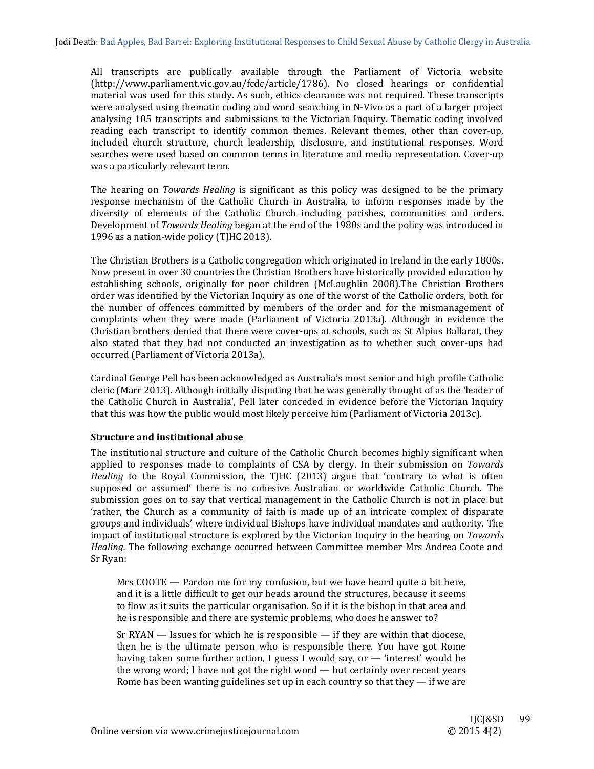All transcripts are publically available through the Parliament of Victoria website (http://www.parliament.vic.gov.au/fcdc/article/1786). No closed hearings or confidential material was used for this study. As such, ethics clearance was not required. These transcripts were analysed using thematic coding and word searching in N-Vivo as a part of a larger project analysing 105 transcripts and submissions to the Victorian Inquiry. Thematic coding involved reading each transcript to identify common themes. Relevant themes, other than cover-up, included church structure, church leadership, disclosure, and institutional responses. Word searches were used based on common terms in literature and media representation. Cover-up was a particularly relevant term.

The hearing on *Towards Healing* is significant as this policy was designed to be the primary response mechanism of the Catholic Church in Australia, to inform responses made by the diversity of elements of the Catholic Church including parishes, communities and orders. Development of *Towards Healing* began at the end of the 1980s and the policy was introduced in 1996 as a nation-wide policy (TJHC 2013).

The Christian Brothers is a Catholic congregation which originated in Ireland in the early 1800s. Now present in over 30 countries the Christian Brothers have historically provided education by establishing schools, originally for poor children (McLaughlin 2008).The Christian Brothers order was identified by the Victorian Inquiry as one of the worst of the Catholic orders, both for the number of offences committed by members of the order and for the mismanagement of complaints when they were made (Parliament of Victoria 2013a). Although in evidence the Christian brothers denied that there were cover-ups at schools, such as St Alpius Ballarat, they also stated that they had not conducted an investigation as to whether such cover-ups had occurred (Parliament of Victoria 2013a).

Cardinal George Pell has been acknowledged as Australia's most senior and high profile Catholic cleric (Marr 2013). Although initially disputing that he was generally thought of as the 'leader of the Catholic Church in Australia', Pell later conceded in evidence before the Victorian Inquiry that this was how the public would most likely perceive him (Parliament of Victoria 2013c).

### Structure and institutional abuse

The institutional structure and culture of the Catholic Church becomes highly significant when applied to responses made to complaints of CSA by clergy. In their submission on *Towards Healing* to the Royal Commission, the TJHC (2013) argue that 'contrary to what is often supposed or assumed' there is no cohesive Australian or worldwide Catholic Church. The submission goes on to say that vertical management in the Catholic Church is not in place but 'rather, the Church as a community of faith is made up of an intricate complex of disparate groups and individuals' where individual Bishops have individual mandates and authority. The impact of institutional structure is explored by the Victorian Inquiry in the hearing on *Towards Healing.* The following exchange occurred between Committee member Mrs Andrea Coote and Sr Ryan:

> Mrs COOTE — Pardon me for my confusion, but we have heard quite a bit here, and it is a little difficult to get our heads around the structures, because it seems to flow as it suits the particular organisation. So if it is the bishop in that area and he is responsible and there are systemic problems, who does he answer to?
>
> Sr RYAN — Issues for which he is responsible — if they are within that diocese, then he is the ultimate person who is responsible there. You have got Rome having taken some further action, I guess I would say, or — 'interest' would be the wrong word; I have not got the right word — but certainly over recent years Rome has been wanting guidelines set up in each country so that they — if we are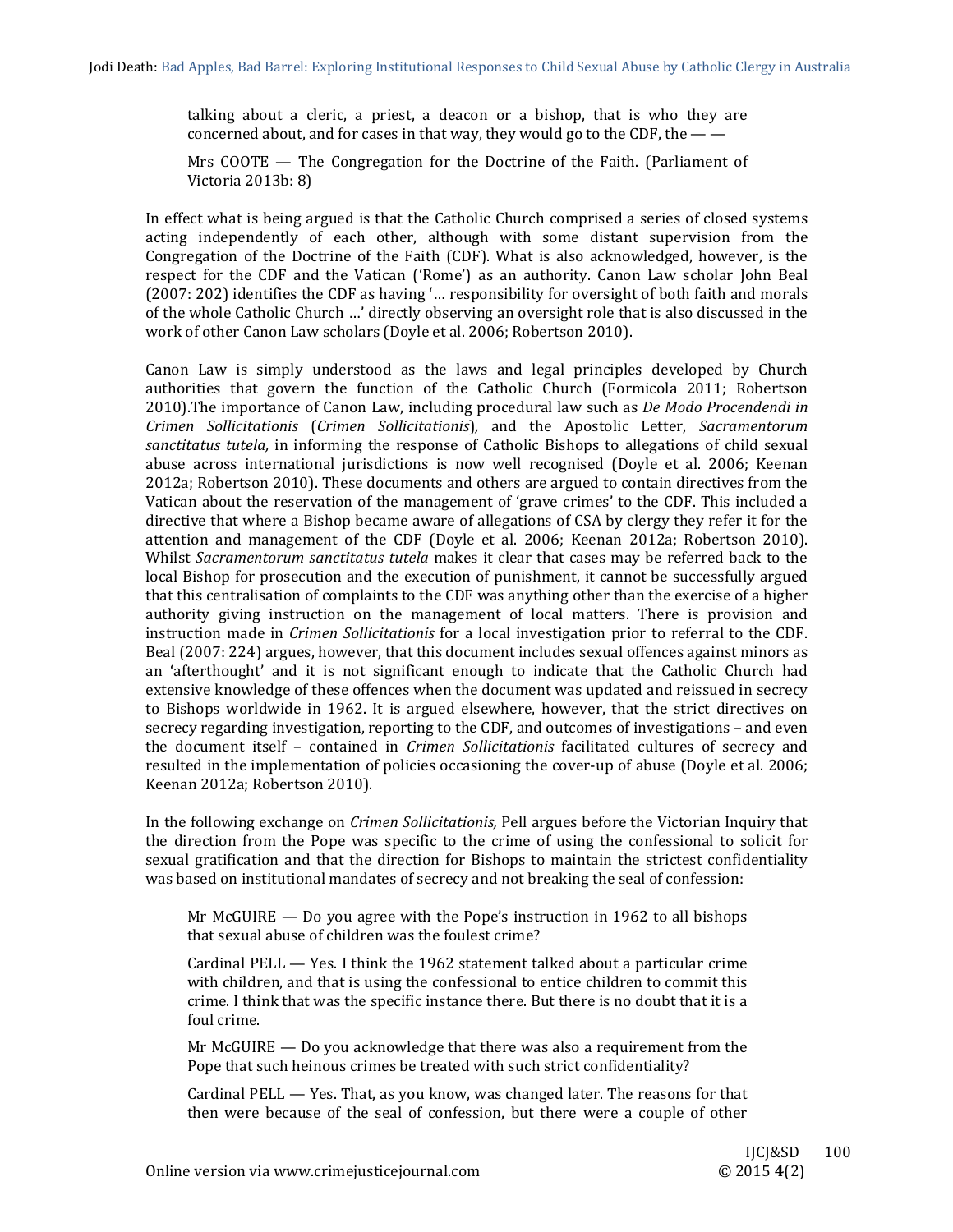talking about a cleric, a priest, a deacon or a bishop, that is who they are concerned about, and for cases in that way, they would go to the CDF, the — —

> Mrs COOTE — The Congregation for the Doctrine of the Faith. (Parliament of Victoria 2013b: 8)

In effect what is being argued is that the Catholic Church comprised a series of closed systems acting independently of each other, although with some distant supervision from the Congregation of the Doctrine of the Faith (CDF). What is also acknowledged, however, is the respect for the CDF and the Vatican ('Rome') as an authority. Canon Law scholar John Beal (2007: 202) identifies the CDF as having '… responsibility for oversight of both faith and morals of the whole Catholic Church …' directly observing an oversight role that is also discussed in the work of other Canon Law scholars (Doyle et al. 2006; Robertson 2010).

Canon Law is simply understood as the laws and legal principles developed by Church authorities that govern the function of the Catholic Church (Formicola 2011; Robertson 2010).The importance of Canon Law, including procedural law such as *De Modo Procendendi in Crimen Sollicitationis* (*Crimen Sollicitationis*), and the Apostolic Letter, *Sacramentorum sanctitatus tutela,* in informing the response of Catholic Bishops to allegations of child sexual abuse across international jurisdictions is now well recognised (Doyle et al. 2006; Keenan 2012a; Robertson 2010). These documents and others are argued to contain directives from the Vatican about the reservation of the management of 'grave crimes' to the CDF. This included a directive that where a Bishop became aware of allegations of CSA by clergy they refer it for the attention and management of the CDF (Doyle et al. 2006; Keenan 2012a; Robertson 2010). Whilst *Sacramentorum sanctitatus tutela* makes it clear that cases may be referred back to the local Bishop for prosecution and the execution of punishment, it cannot be successfully argued that this centralisation of complaints to the CDF was anything other than the exercise of a higher authority giving instruction on the management of local matters. There is provision and instruction made in *Crimen Sollicitationis* for a local investigation prior to referral to the CDF. Beal (2007: 224) argues, however, that this document includes sexual offences against minors as an 'afterthought' and it is not significant enough to indicate that the Catholic Church had extensive knowledge of these offences when the document was updated and reissued in secrecy to Bishops worldwide in 1962. It is argued elsewhere, however, that the strict directives on secrecy regarding investigation, reporting to the CDF, and outcomes of investigations – and even the document itself – contained in *Crimen Sollicitationis* facilitated cultures of secrecy and resulted in the implementation of policies occasioning the cover-up of abuse (Doyle et al. 2006; Keenan 2012a; Robertson 2010).

In the following exchange on *Crimen Sollicitationis,* Pell argues before the Victorian Inquiry that the direction from the Pope was specific to the crime of using the confessional to solicit for sexual gratification and that the direction for Bishops to maintain the strictest confidentiality was based on institutional mandates of secrecy and not breaking the seal of confession:

> Mr McGUIRE — Do you agree with the Pope's instruction in 1962 to all bishops that sexual abuse of children was the foulest crime?
>
> Cardinal PELL — Yes. I think the 1962 statement talked about a particular crime with children, and that is using the confessional to entice children to commit this crime. I think that was the specific instance there. But there is no doubt that it is a foul crime.
>
> Mr McGUIRE — Do you acknowledge that there was also a requirement from the Pope that such heinous crimes be treated with such strict confidentiality?
>
> Cardinal PELL — Yes. That, as you know, was changed later. The reasons for that then were because of the seal of confession, but there were a couple of other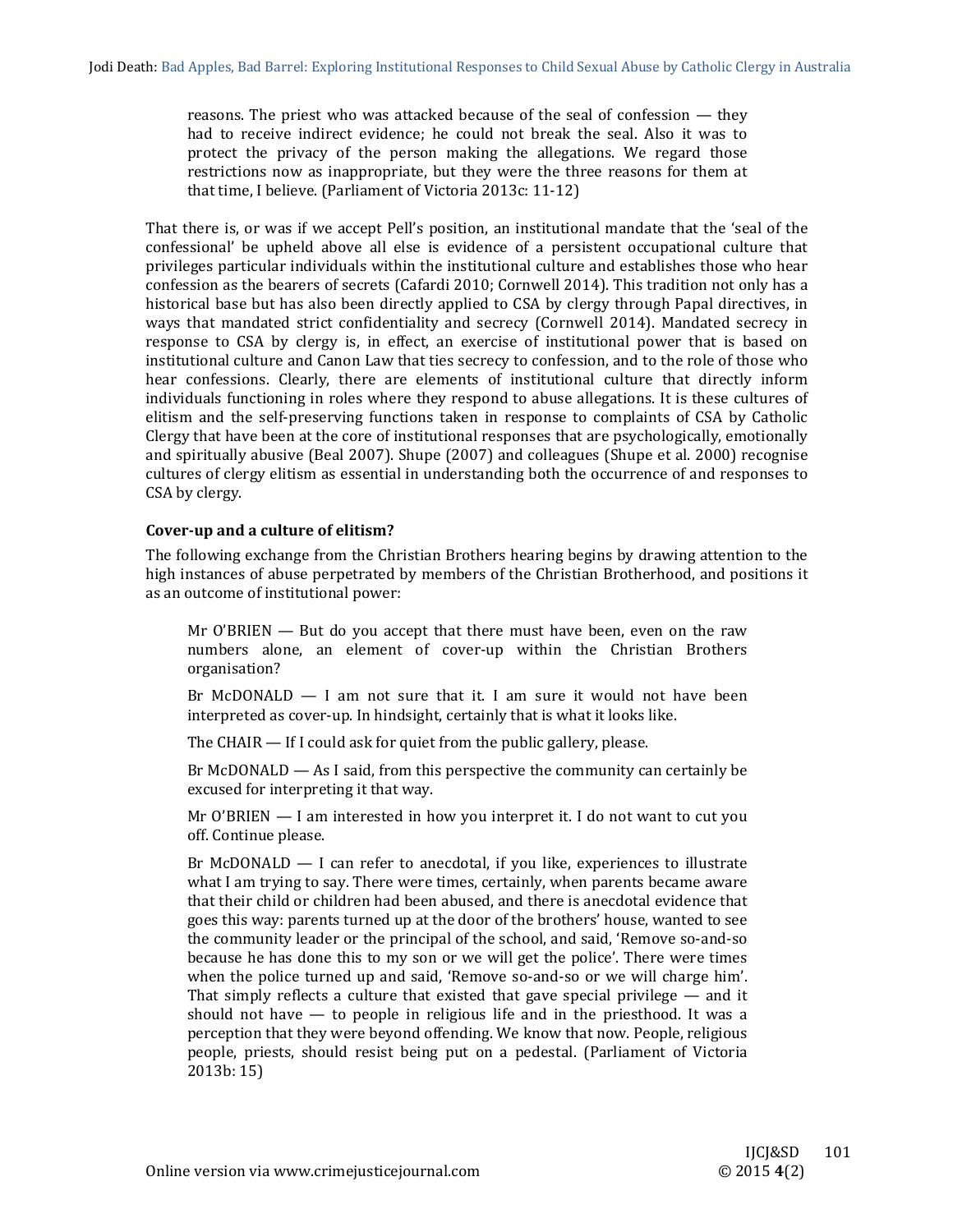> reasons. The priest who was attacked because of the seal of confession — they had to receive indirect evidence; he could not break the seal. Also it was to protect the privacy of the person making the allegations. We regard those restrictions now as inappropriate, but they were the three reasons for them at that time, I believe. (Parliament of Victoria 2013c: 11-12)

That there is, or was if we accept Pell's position, an institutional mandate that the 'seal of the confessional' be upheld above all else is evidence of a persistent occupational culture that privileges particular individuals within the institutional culture and establishes those who hear confession as the bearers of secrets (Cafardi 2010; Cornwell 2014). This tradition not only has a historical base but has also been directly applied to CSA by clergy through Papal directives, in ways that mandated strict confidentiality and secrecy (Cornwell 2014). Mandated secrecy in response to CSA by clergy is, in effect, an exercise of institutional power that is based on institutional culture and Canon Law that ties secrecy to confession, and to the role of those who hear confessions. Clearly, there are elements of institutional culture that directly inform individuals functioning in roles where they respond to abuse allegations. It is these cultures of elitism and the self-preserving functions taken in response to complaints of CSA by Catholic Clergy that have been at the core of institutional responses that are psychologically, emotionally and spiritually abusive (Beal 2007). Shupe (2007) and colleagues (Shupe et al. 2000) recognise cultures of clergy elitism as essential in understanding both the occurrence of and responses to CSA by clergy.

### Cover-up and a culture of elitism?

The following exchange from the Christian Brothers hearing begins by drawing attention to the high instances of abuse perpetrated by members of the Christian Brotherhood, and positions it as an outcome of institutional power:

> Mr O'BRIEN — But do you accept that there must have been, even on the raw numbers alone, an element of cover-up within the Christian Brothers organisation?
>
> Br McDONALD — I am not sure that it. I am sure it would not have been interpreted as cover-up. In hindsight, certainly that is what it looks like.
>
> The CHAIR — If I could ask for quiet from the public gallery, please.
>
> Br McDONALD — As I said, from this perspective the community can certainly be excused for interpreting it that way.
>
> Mr O'BRIEN — I am interested in how you interpret it. I do not want to cut you off. Continue please.
>
> Br McDONALD — I can refer to anecdotal, if you like, experiences to illustrate what I am trying to say. There were times, certainly, when parents became aware that their child or children had been abused, and there is anecdotal evidence that goes this way: parents turned up at the door of the brothers' house, wanted to see the community leader or the principal of the school, and said, 'Remove so-and-so because he has done this to my son or we will get the police'. There were times when the police turned up and said, 'Remove so-and-so or we will charge him'. That simply reflects a culture that existed that gave special privilege — and it should not have — to people in religious life and in the priesthood. It was a perception that they were beyond offending. We know that now. People, religious people, priests, should resist being put on a pedestal. (Parliament of Victoria 2013b: 15)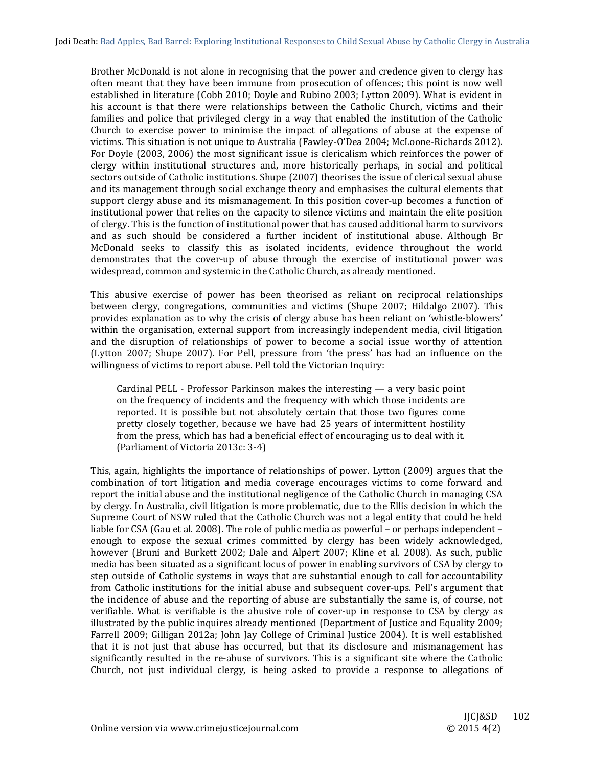Brother McDonald is not alone in recognising that the power and credence given to clergy has often meant that they have been immune from prosecution of offences; this point is now well established in literature (Cobb 2010; Doyle and Rubino 2003; Lytton 2009). What is evident in his account is that there were relationships between the Catholic Church, victims and their families and police that privileged clergy in a way that enabled the institution of the Catholic Church to exercise power to minimise the impact of allegations of abuse at the expense of victims. This situation is not unique to Australia (Fawley-O'Dea 2004; McLoone-Richards 2012). For Doyle (2003, 2006) the most significant issue is clericalism which reinforces the power of clergy within institutional structures and, more historically perhaps, in social and political sectors outside of Catholic institutions. Shupe (2007) theorises the issue of clerical sexual abuse and its management through social exchange theory and emphasises the cultural elements that support clergy abuse and its mismanagement. In this position cover-up becomes a function of institutional power that relies on the capacity to silence victims and maintain the elite position of clergy. This is the function of institutional power that has caused additional harm to survivors and as such should be considered a further incident of institutional abuse. Although Br McDonald seeks to classify this as isolated incidents, evidence throughout the world demonstrates that the cover-up of abuse through the exercise of institutional power was widespread, common and systemic in the Catholic Church, as already mentioned.

This abusive exercise of power has been theorised as reliant on reciprocal relationships between clergy, congregations, communities and victims (Shupe 2007; Hildalgo 2007). This provides explanation as to why the crisis of clergy abuse has been reliant on 'whistle-blowers' within the organisation, external support from increasingly independent media, civil litigation and the disruption of relationships of power to become a social issue worthy of attention (Lytton 2007; Shupe 2007). For Pell, pressure from 'the press' has had an influence on the willingness of victims to report abuse. Pell told the Victorian Inquiry:

> Cardinal PELL - Professor Parkinson makes the interesting — a very basic point on the frequency of incidents and the frequency with which those incidents are reported. It is possible but not absolutely certain that those two figures come pretty closely together, because we have had 25 years of intermittent hostility from the press, which has had a beneficial effect of encouraging us to deal with it. (Parliament of Victoria 2013c: 3-4)

This, again, highlights the importance of relationships of power. Lytton (2009) argues that the combination of tort litigation and media coverage encourages victims to come forward and report the initial abuse and the institutional negligence of the Catholic Church in managing CSA by clergy. In Australia, civil litigation is more problematic, due to the Ellis decision in which the Supreme Court of NSW ruled that the Catholic Church was not a legal entity that could be held liable for CSA (Gau et al. 2008). The role of public media as powerful – or perhaps independent – enough to expose the sexual crimes committed by clergy has been widely acknowledged, however (Bruni and Burkett 2002; Dale and Alpert 2007; Kline et al. 2008). As such, public media has been situated as a significant locus of power in enabling survivors of CSA by clergy to step outside of Catholic systems in ways that are substantial enough to call for accountability from Catholic institutions for the initial abuse and subsequent cover-ups. Pell's argument that the incidence of abuse and the reporting of abuse are substantially the same is, of course, not verifiable. What is verifiable is the abusive role of cover-up in response to CSA by clergy as illustrated by the public inquires already mentioned (Department of Justice and Equality 2009; Farrell 2009; Gilligan 2012a; John Jay College of Criminal Justice 2004). It is well established that it is not just that abuse has occurred, but that its disclosure and mismanagement has significantly resulted in the re-abuse of survivors. This is a significant site where the Catholic Church, not just individual clergy, is being asked to provide a response to allegations of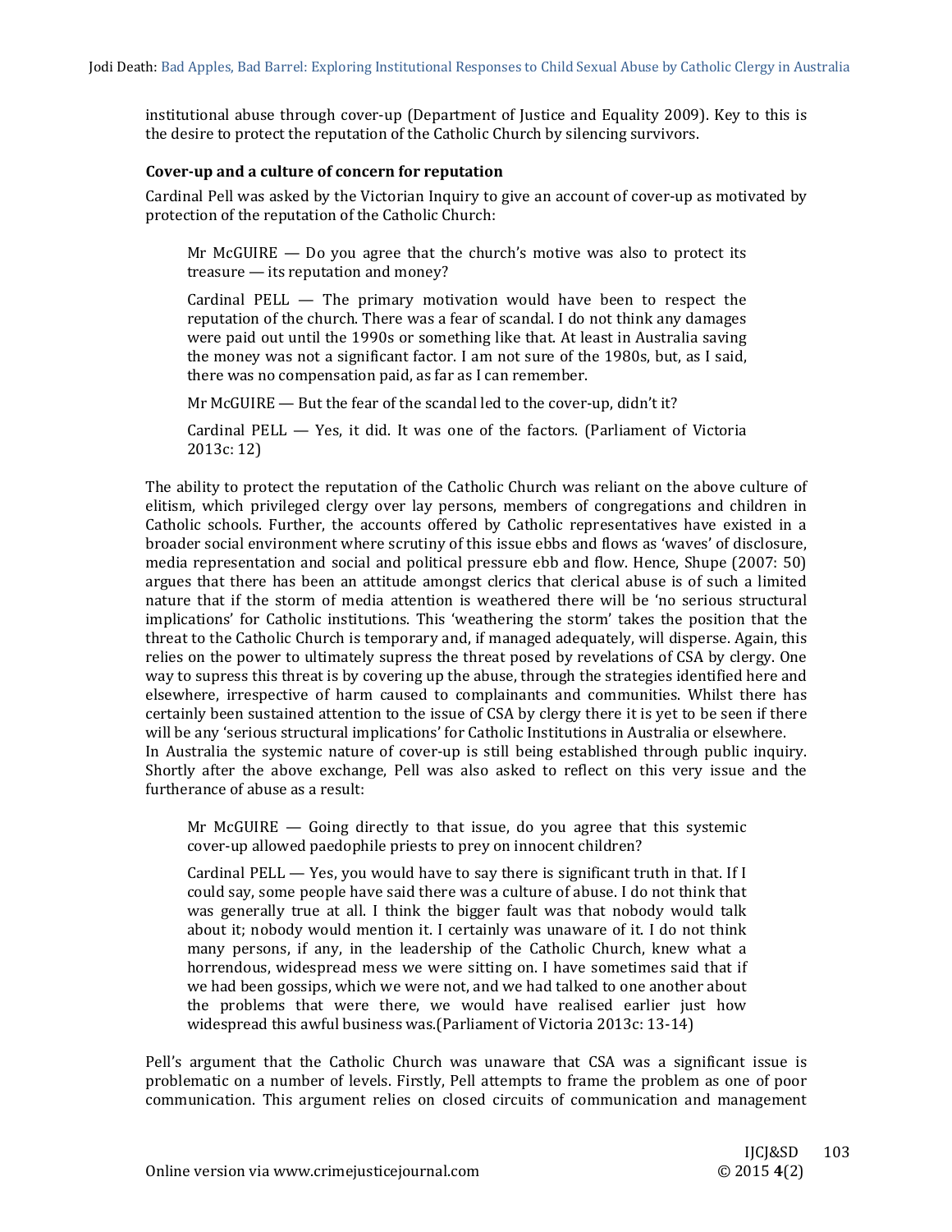institutional abuse through cover-up (Department of Justice and Equality 2009). Key to this is the desire to protect the reputation of the Catholic Church by silencing survivors.

### Cover-up and a culture of concern for reputation

Cardinal Pell was asked by the Victorian Inquiry to give an account of cover-up as motivated by protection of the reputation of the Catholic Church:

> Mr McGUIRE — Do you agree that the church's motive was also to protect its treasure — its reputation and money?
>
> Cardinal PELL — The primary motivation would have been to respect the reputation of the church. There was a fear of scandal. I do not think any damages were paid out until the 1990s or something like that. At least in Australia saving the money was not a significant factor. I am not sure of the 1980s, but, as I said, there was no compensation paid, as far as I can remember.
>
> Mr McGUIRE — But the fear of the scandal led to the cover-up, didn't it?
>
> Cardinal PELL — Yes, it did. It was one of the factors. (Parliament of Victoria 2013c: 12)

The ability to protect the reputation of the Catholic Church was reliant on the above culture of elitism, which privileged clergy over lay persons, members of congregations and children in Catholic schools. Further, the accounts offered by Catholic representatives have existed in a broader social environment where scrutiny of this issue ebbs and flows as 'waves' of disclosure, media representation and social and political pressure ebb and flow. Hence, Shupe (2007: 50) argues that there has been an attitude amongst clerics that clerical abuse is of such a limited nature that if the storm of media attention is weathered there will be 'no serious structural implications' for Catholic institutions. This 'weathering the storm' takes the position that the threat to the Catholic Church is temporary and, if managed adequately, will disperse. Again, this relies on the power to ultimately supress the threat posed by revelations of CSA by clergy. One way to supress this threat is by covering up the abuse, through the strategies identified here and elsewhere, irrespective of harm caused to complainants and communities. Whilst there has certainly been sustained attention to the issue of CSA by clergy there it is yet to be seen if there will be any 'serious structural implications' for Catholic Institutions in Australia or elsewhere.

In Australia the systemic nature of cover-up is still being established through public inquiry. Shortly after the above exchange, Pell was also asked to reflect on this very issue and the furtherance of abuse as a result:

> Mr McGUIRE — Going directly to that issue, do you agree that this systemic cover-up allowed paedophile priests to prey on innocent children?
>
> Cardinal PELL — Yes, you would have to say there is significant truth in that. If I could say, some people have said there was a culture of abuse. I do not think that was generally true at all. I think the bigger fault was that nobody would talk about it; nobody would mention it. I certainly was unaware of it. I do not think many persons, if any, in the leadership of the Catholic Church, knew what a horrendous, widespread mess we were sitting on. I have sometimes said that if we had been gossips, which we were not, and we had talked to one another about the problems that were there, we would have realised earlier just how widespread this awful business was.(Parliament of Victoria 2013c: 13-14)

Pell's argument that the Catholic Church was unaware that CSA was a significant issue is problematic on a number of levels. Firstly, Pell attempts to frame the problem as one of poor communication. This argument relies on closed circuits of communication and management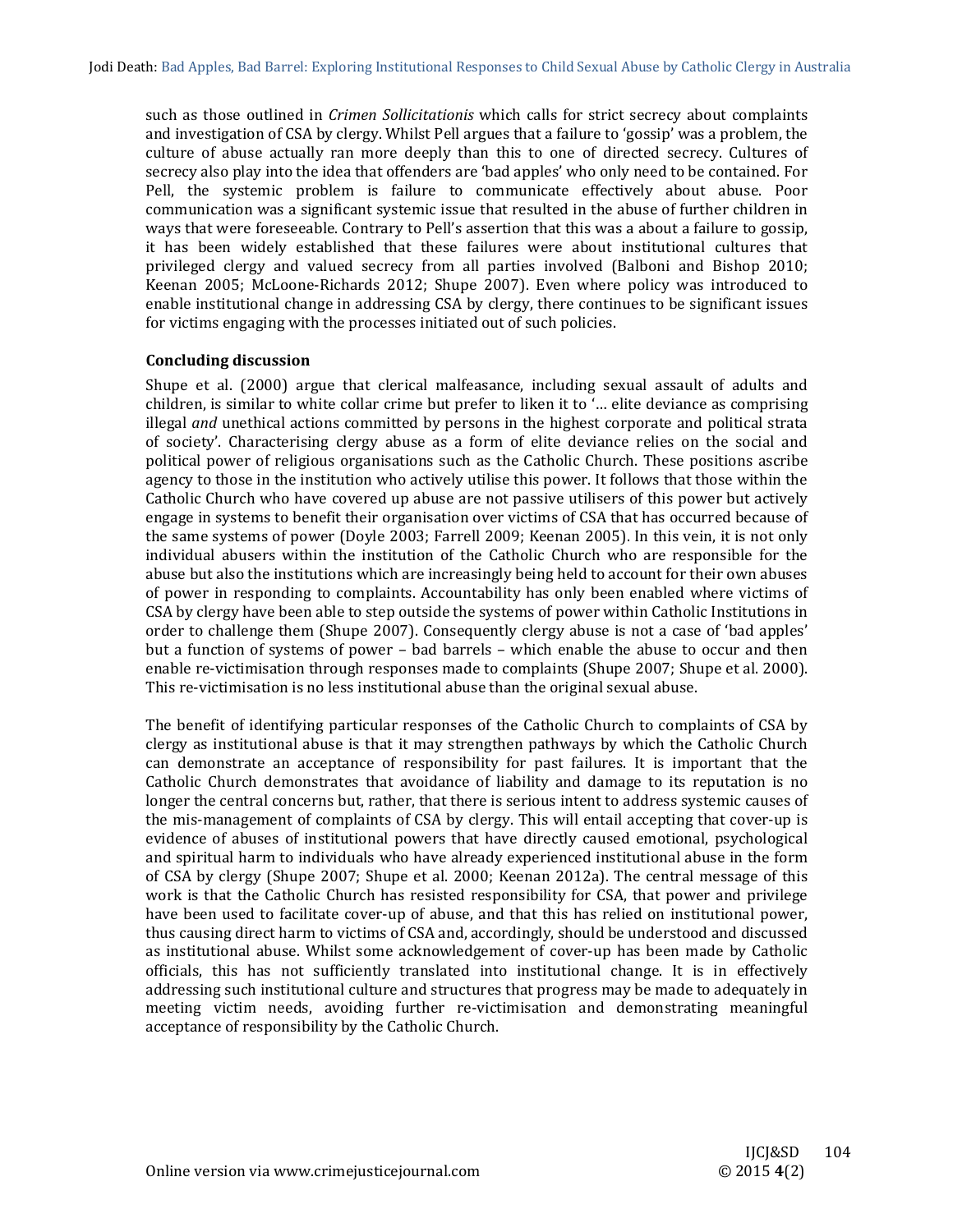such as those outlined in *Crimen Sollicitationis* which calls for strict secrecy about complaints and investigation of CSA by clergy. Whilst Pell argues that a failure to 'gossip' was a problem, the culture of abuse actually ran more deeply than this to one of directed secrecy. Cultures of secrecy also play into the idea that offenders are 'bad apples' who only need to be contained. For Pell, the systemic problem is failure to communicate effectively about abuse. Poor communication was a significant systemic issue that resulted in the abuse of further children in ways that were foreseeable. Contrary to Pell's assertion that this was a about a failure to gossip, it has been widely established that these failures were about institutional cultures that privileged clergy and valued secrecy from all parties involved (Balboni and Bishop 2010; Keenan 2005; McLoone-Richards 2012; Shupe 2007). Even where policy was introduced to enable institutional change in addressing CSA by clergy, there continues to be significant issues for victims engaging with the processes initiated out of such policies.

### Concluding discussion

Shupe et al. (2000) argue that clerical malfeasance, including sexual assault of adults and children, is similar to white collar crime but prefer to liken it to '… elite deviance as comprising illegal *and* unethical actions committed by persons in the highest corporate and political strata of society'. Characterising clergy abuse as a form of elite deviance relies on the social and political power of religious organisations such as the Catholic Church. These positions ascribe agency to those in the institution who actively utilise this power. It follows that those within the Catholic Church who have covered up abuse are not passive utilisers of this power but actively engage in systems to benefit their organisation over victims of CSA that has occurred because of the same systems of power (Doyle 2003; Farrell 2009; Keenan 2005). In this vein, it is not only individual abusers within the institution of the Catholic Church who are responsible for the abuse but also the institutions which are increasingly being held to account for their own abuses of power in responding to complaints. Accountability has only been enabled where victims of CSA by clergy have been able to step outside the systems of power within Catholic Institutions in order to challenge them (Shupe 2007). Consequently clergy abuse is not a case of 'bad apples' but a function of systems of power – bad barrels – which enable the abuse to occur and then enable re-victimisation through responses made to complaints (Shupe 2007; Shupe et al. 2000). This re-victimisation is no less institutional abuse than the original sexual abuse.

The benefit of identifying particular responses of the Catholic Church to complaints of CSA by clergy as institutional abuse is that it may strengthen pathways by which the Catholic Church can demonstrate an acceptance of responsibility for past failures. It is important that the Catholic Church demonstrates that avoidance of liability and damage to its reputation is no longer the central concerns but, rather, that there is serious intent to address systemic causes of the mis-management of complaints of CSA by clergy. This will entail accepting that cover-up is evidence of abuses of institutional powers that have directly caused emotional, psychological and spiritual harm to individuals who have already experienced institutional abuse in the form of CSA by clergy (Shupe 2007; Shupe et al. 2000; Keenan 2012a). The central message of this work is that the Catholic Church has resisted responsibility for CSA, that power and privilege have been used to facilitate cover-up of abuse, and that this has relied on institutional power, thus causing direct harm to victims of CSA and, accordingly, should be understood and discussed as institutional abuse. Whilst some acknowledgement of cover-up has been made by Catholic officials, this has not sufficiently translated into institutional change. It is in effectively addressing such institutional culture and structures that progress may be made to adequately in meeting victim needs, avoiding further re-victimisation and demonstrating meaningful acceptance of responsibility by the Catholic Church.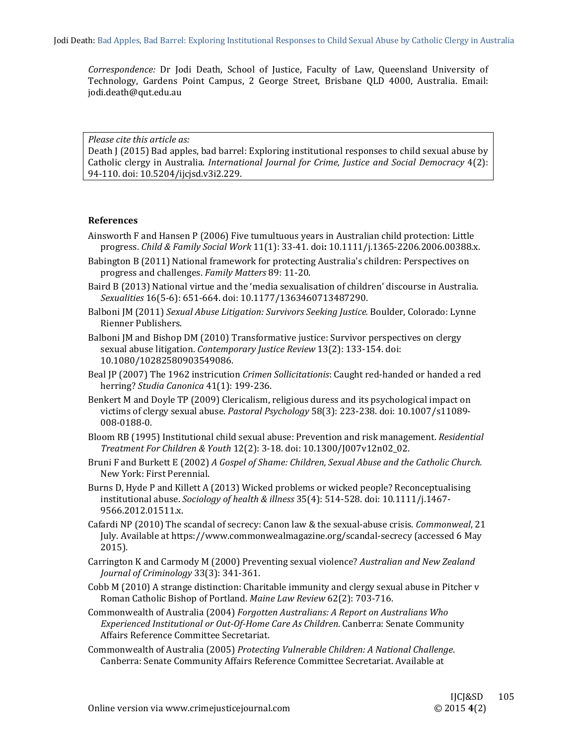*Correspondence:* Dr Jodi Death, School of Justice, Faculty of Law, Queensland University of Technology, Gardens Point Campus, 2 George Street, Brisbane QLD 4000, Australia. Email: jodi.death@qut.edu.au

*Please cite this article as:*
Death J (2015) Bad apples, bad barrel: Exploring institutional responses to child sexual abuse by Catholic clergy in Australia. *International Journal for Crime, Justice and Social Democracy* 4(2): 94-110. doi: 10.5204/ijcjsd.v3i2.229.

## References

Ainsworth F and Hansen P (2006) Five tumultuous years in Australian child protection: Little progress. *Child & Family Social Work* 11(1): 33-41. doi**:** 10.1111/j.1365-2206.2006.00388.x.

Babington B (2011) National framework for protecting Australia's children: Perspectives on progress and challenges. *Family Matters* 89: 11-20.

Baird B (2013) National virtue and the 'media sexualisation of children' discourse in Australia. *Sexualities* 16(5-6): 651-664. doi: 10.1177/1363460713487290.

Balboni JM (2011) *Sexual Abuse Litigation: Survivors Seeking Justice.* Boulder, Colorado: Lynne Rienner Publishers.

Balboni JM and Bishop DM (2010) Transformative justice: Survivor perspectives on clergy sexual abuse litigation. *Contemporary Justice Review* 13(2): 133-154. doi: 10.1080/10282580903549086.

Beal JP (2007) The 1962 instricution *Crimen Sollicitationis*: Caught red-handed or handed a red herring? *Studia Canonica* 41(1): 199-236.

Benkert M and Doyle TP (2009) Clericalism, religious duress and its psychological impact on victims of clergy sexual abuse. *Pastoral Psychology* 58(3): 223-238. doi: 10.1007/s11089-008-0188-0.

Bloom RB (1995) Institutional child sexual abuse: Prevention and risk management. *Residential Treatment For Children & Youth* 12(2): 3-18. doi: 10.1300/J007v12n02_02.

Bruni F and Burkett E (2002) *A Gospel of Shame: Children, Sexual Abuse and the Catholic Church.* New York: First Perennial.

Burns D, Hyde P and Killett A (2013) Wicked problems or wicked people? Reconceptualising institutional abuse. *Sociology of health & illness* 35(4): 514-528. doi: 10.1111/j.1467-9566.2012.01511.x.

Cafardi NP (2010) The scandal of secrecy: Canon law & the sexual-abuse crisis. *Commonweal*, 21 July. Available at https://www.commonwealmagazine.org/scandal-secrecy (accessed 6 May 2015).

Carrington K and Carmody M (2000) Preventing sexual violence? *Australian and New Zealand Journal of Criminology* 33(3): 341-361.

Cobb M (2010) A strange distinction: Charitable immunity and clergy sexual abuse in Pitcher v Roman Catholic Bishop of Portland. *Maine Law Review* 62(2): 703-716.

Commonwealth of Australia (2004) *Forgotten Australians: A Report on Australians Who Experienced Institutional or Out-Of-Home Care As Children*. Canberra: Senate Community Affairs Reference Committee Secretariat.

Commonwealth of Australia (2005) *Protecting Vulnerable Children: A National Challenge*. Canberra: Senate Community Affairs Reference Committee Secretariat. Available at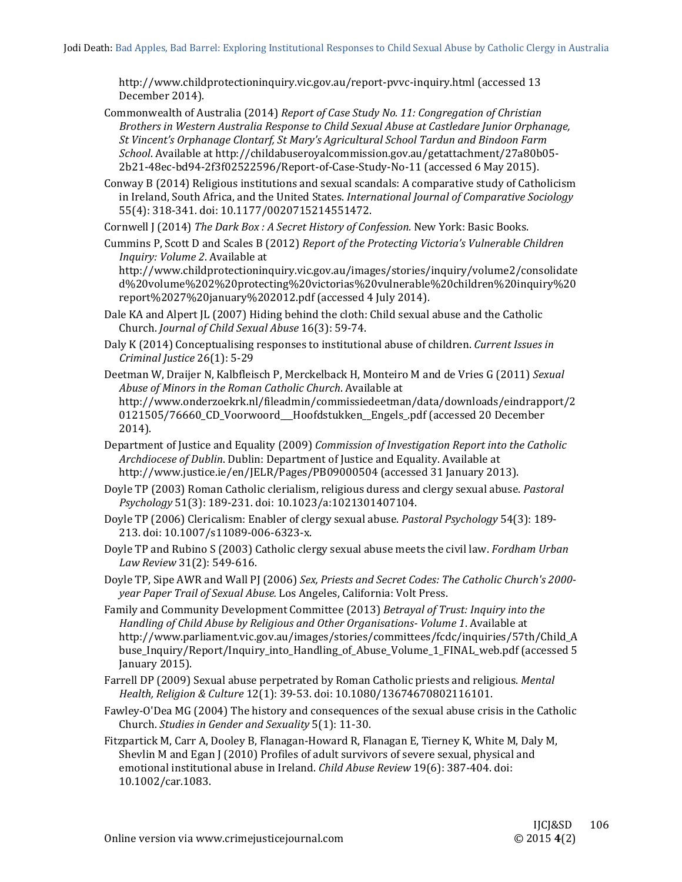http://www.childprotectioninquiry.vic.gov.au/report-pvvc-inquiry.html (accessed 13 December 2014).

Commonwealth of Australia (2014) *Report of Case Study No. 11: Congregation of Christian Brothers in Western Australia Response to Child Sexual Abuse at Castledare Junior Orphanage, St Vincent's Orphanage Clontarf, St Mary's Agricultural School Tardun and Bindoon Farm School*. Available at http://childabuseroyalcommission.gov.au/getattachment/27a80b05-2b21-48ec-bd94-2f3f02522596/Report-of-Case-Study-No-11 (accessed 6 May 2015).

Conway B (2014) Religious institutions and sexual scandals: A comparative study of Catholicism in Ireland, South Africa, and the United States. *International Journal of Comparative Sociology* 55(4): 318-341. doi: 10.1177/0020715214551472.

Cornwell J (2014) *The Dark Box : A Secret History of Confession*. New York: Basic Books.

Cummins P, Scott D and Scales B (2012) *Report of the Protecting Victoria's Vulnerable Children Inquiry: Volume 2*. Available at http://www.childprotectioninquiry.vic.gov.au/images/stories/inquiry/volume2/consolidated%20volume%202%20protecting%20victorias%20vulnerable%20children%20inquiry%20report%2027%20january%202012.pdf (accessed 4 July 2014).

Dale KA and Alpert JL (2007) Hiding behind the cloth: Child sexual abuse and the Catholic Church. *Journal of Child Sexual Abuse* 16(3): 59-74.

Daly K (2014) Conceptualising responses to institutional abuse of children. *Current Issues in Criminal Justice* 26(1): 5-29

Deetman W, Draijer N, Kalbfleisch P, Merckelbach H, Monteiro M and de Vries G (2011) *Sexual Abuse of Minors in the Roman Catholic Church*. Available at http://www.onderzoekrk.nl/fileadmin/commissiedeetman/data/downloads/eindrapport/20121505/76660_CD_Voorwoord___Hoofdstukken__Engels_.pdf (accessed 20 December 2014).

Department of Justice and Equality (2009) *Commission of Investigation Report into the Catholic Archdiocese of Dublin*. Dublin: Department of Justice and Equality. Available at http://www.justice.ie/en/JELR/Pages/PB09000504 (accessed 31 January 2013).

Doyle TP (2003) Roman Catholic clerialism, religious duress and clergy sexual abuse. *Pastoral Psychology* 51(3): 189-231. doi: 10.1023/a:1021301407104.

Doyle TP (2006) Clericalism: Enabler of clergy sexual abuse. *Pastoral Psychology* 54(3): 189-213. doi: 10.1007/s11089-006-6323-x.

Doyle TP and Rubino S (2003) Catholic clergy sexual abuse meets the civil law. *Fordham Urban Law Review* 31(2): 549-616.

Doyle TP, Sipe AWR and Wall PJ (2006) *Sex, Priests and Secret Codes: The Catholic Church's 2000-year Paper Trail of Sexual Abuse.* Los Angeles, California: Volt Press.

Family and Community Development Committee (2013) *Betrayal of Trust: Inquiry into the Handling of Child Abuse by Religious and Other Organisations- Volume 1*. Available at http://www.parliament.vic.gov.au/images/stories/committees/fcdc/inquiries/57th/Child_Abuse_Inquiry/Report/Inquiry_into_Handling_of_Abuse_Volume_1_FINAL_web.pdf (accessed 5 January 2015).

Farrell DP (2009) Sexual abuse perpetrated by Roman Catholic priests and religious. *Mental Health, Religion & Culture* 12(1): 39-53. doi: 10.1080/13674670802116101.

Fawley-O'Dea MG (2004) The history and consequences of the sexual abuse crisis in the Catholic Church. *Studies in Gender and Sexuality* 5(1): 11-30.

Fitzpartick M, Carr A, Dooley B, Flanagan-Howard R, Flanagan E, Tierney K, White M, Daly M, Shevlin M and Egan J (2010) Profiles of adult survivors of severe sexual, physical and emotional institutional abuse in Ireland. *Child Abuse Review* 19(6): 387-404. doi: 10.1002/car.1083.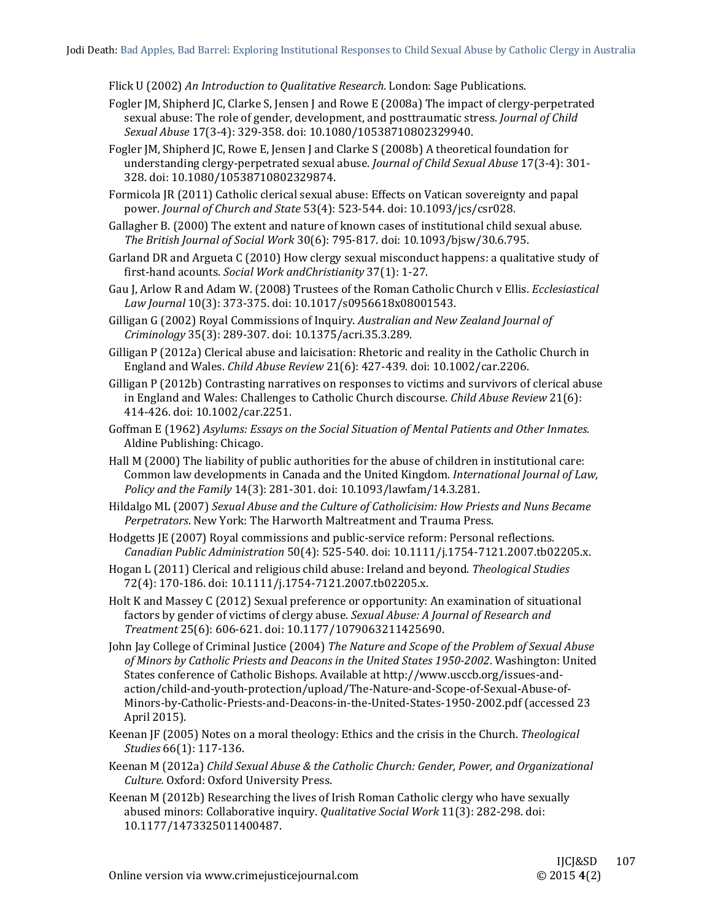Flick U (2002) *An Introduction to Qualitative Research.* London: Sage Publications.

Fogler JM, Shipherd JC, Clarke S, Jensen J and Rowe E (2008a) The impact of clergy-perpetrated sexual abuse: The role of gender, development, and posttraumatic stress. *Journal of Child Sexual Abuse* 17(3-4): 329-358. doi: 10.1080/10538710802329940.

Fogler JM, Shipherd JC, Rowe E, Jensen J and Clarke S (2008b) A theoretical foundation for understanding clergy-perpetrated sexual abuse. *Journal of Child Sexual Abuse* 17(3-4): 301-328. doi: 10.1080/10538710802329874.

Formicola JR (2011) Catholic clerical sexual abuse: Effects on Vatican sovereignty and papal power. *Journal of Church and State* 53(4): 523-544. doi: 10.1093/jcs/csr028.

Gallagher B. (2000) The extent and nature of known cases of institutional child sexual abuse. *The British Journal of Social Work* 30(6): 795-817. doi: 10.1093/bjsw/30.6.795.

Garland DR and Argueta C (2010) How clergy sexual misconduct happens: a qualitative study of first-hand acounts. *Social Work andChristianity* 37(1): 1-27.

Gau J, Arlow R and Adam W. (2008) Trustees of the Roman Catholic Church v Ellis. *Ecclesiastical Law Journal* 10(3): 373-375. doi: 10.1017/s0956618x08001543.

Gilligan G (2002) Royal Commissions of Inquiry. *Australian and New Zealand Journal of Criminology* 35(3): 289-307. doi: 10.1375/acri.35.3.289.

Gilligan P (2012a) Clerical abuse and laicisation: Rhetoric and reality in the Catholic Church in England and Wales. *Child Abuse Review* 21(6): 427-439. doi: 10.1002/car.2206.

Gilligan P (2012b) Contrasting narratives on responses to victims and survivors of clerical abuse in England and Wales: Challenges to Catholic Church discourse. *Child Abuse Review* 21(6): 414-426. doi: 10.1002/car.2251.

Goffman E (1962) *Asylums: Essays on the Social Situation of Mental Patients and Other Inmates.* Aldine Publishing: Chicago.

Hall M (2000) The liability of public authorities for the abuse of children in institutional care: Common law developments in Canada and the United Kingdom. *International Journal of Law, Policy and the Family* 14(3): 281-301. doi: 10.1093/lawfam/14.3.281.

Hildalgo ML (2007) *Sexual Abuse and the Culture of Catholicisim: How Priests and Nuns Became Perpetrators*. New York: The Harworth Maltreatment and Trauma Press.

Hodgetts JE (2007) Royal commissions and public-service reform: Personal reflections. *Canadian Public Administration* 50(4): 525-540. doi: 10.1111/j.1754-7121.2007.tb02205.x.

Hogan L (2011) Clerical and religious child abuse: Ireland and beyond. *Theological Studies* 72(4): 170-186. doi: 10.1111/j.1754-7121.2007.tb02205.x.

Holt K and Massey C (2012) Sexual preference or opportunity: An examination of situational factors by gender of victims of clergy abuse. *Sexual Abuse: A Journal of Research and Treatment* 25(6): 606-621. doi: 10.1177/1079063211425690.

John Jay College of Criminal Justice (2004) *The Nature and Scope of the Problem of Sexual Abuse of Minors by Catholic Priests and Deacons in the United States 1950-2002*. Washington: United States conference of Catholic Bishops. Available at http://www.usccb.org/issues-and-action/child-and-youth-protection/upload/The-Nature-and-Scope-of-Sexual-Abuse-of-Minors-by-Catholic-Priests-and-Deacons-in-the-United-States-1950-2002.pdf (accessed 23 April 2015).

Keenan JF (2005) Notes on a moral theology: Ethics and the crisis in the Church. *Theological Studies* 66(1): 117-136.

Keenan M (2012a) *Child Sexual Abuse & the Catholic Church: Gender, Power, and Organizational Culture.* Oxford: Oxford University Press.

Keenan M (2012b) Researching the lives of Irish Roman Catholic clergy who have sexually abused minors: Collaborative inquiry. *Qualitative Social Work* 11(3): 282-298. doi: 10.1177/1473325011400487.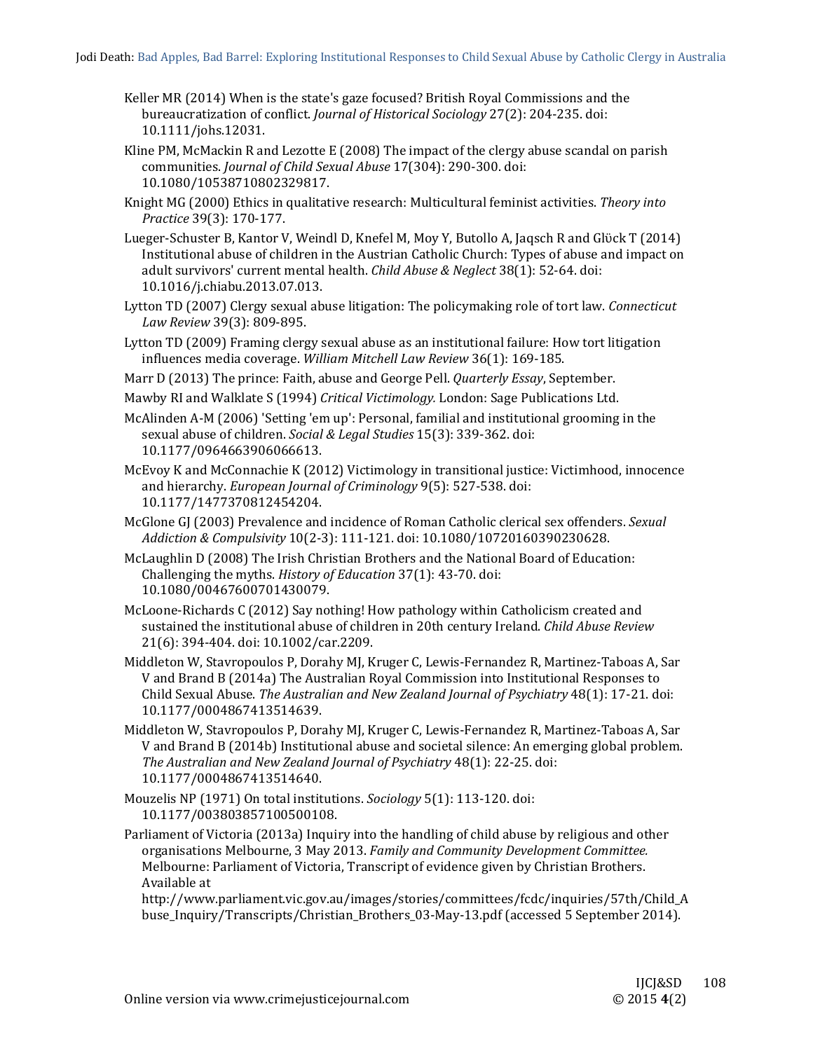Keller MR (2014) When is the state's gaze focused? British Royal Commissions and the bureaucratization of conflict. *Journal of Historical Sociology* 27(2): 204-235. doi: 10.1111/johs.12031.

Kline PM, McMackin R and Lezotte E (2008) The impact of the clergy abuse scandal on parish communities. *Journal of Child Sexual Abuse* 17(304): 290-300. doi: 10.1080/10538710802329817.

Knight MG (2000) Ethics in qualitative research: Multicultural feminist activities. *Theory into Practice* 39(3): 170-177.

Lueger-Schuster B, Kantor V, Weindl D, Knefel M, Moy Y, Butollo A, Jaqsch R and Glück T (2014) Institutional abuse of children in the Austrian Catholic Church: Types of abuse and impact on adult survivors' current mental health. *Child Abuse & Neglect* 38(1): 52-64. doi: 10.1016/j.chiabu.2013.07.013.

Lytton TD (2007) Clergy sexual abuse litigation: The policymaking role of tort law. *Connecticut Law Review* 39(3): 809-895.

Lytton TD (2009) Framing clergy sexual abuse as an institutional failure: How tort litigation influences media coverage. *William Mitchell Law Review* 36(1): 169-185.

Marr D (2013) The prince: Faith, abuse and George Pell. *Quarterly Essay*, September.

Mawby RI and Walklate S (1994) *Critical Victimology.* London: Sage Publications Ltd.

McAlinden A-M (2006) 'Setting 'em up': Personal, familial and institutional grooming in the sexual abuse of children. *Social & Legal Studies* 15(3): 339-362. doi: 10.1177/0964663906066613.

McEvoy K and McConnachie K (2012) Victimology in transitional justice: Victimhood, innocence and hierarchy. *European Journal of Criminology* 9(5): 527-538. doi: 10.1177/1477370812454204.

McGlone GJ (2003) Prevalence and incidence of Roman Catholic clerical sex offenders. *Sexual Addiction & Compulsivity* 10(2-3): 111-121. doi: 10.1080/10720160390230628.

McLaughlin D (2008) The Irish Christian Brothers and the National Board of Education: Challenging the myths. *History of Education* 37(1): 43-70. doi: 10.1080/00467600701430079.

McLoone-Richards C (2012) Say nothing! How pathology within Catholicism created and sustained the institutional abuse of children in 20th century Ireland. *Child Abuse Review* 21(6): 394-404. doi: 10.1002/car.2209.

Middleton W, Stavropoulos P, Dorahy MJ, Kruger C, Lewis-Fernandez R, Martinez-Taboas A, Sar V and Brand B (2014a) The Australian Royal Commission into Institutional Responses to Child Sexual Abuse. *The Australian and New Zealand Journal of Psychiatry* 48(1): 17-21. doi: 10.1177/0004867413514639.

Middleton W, Stavropoulos P, Dorahy MJ, Kruger C, Lewis-Fernandez R, Martinez-Taboas A, Sar V and Brand B (2014b) Institutional abuse and societal silence: An emerging global problem. *The Australian and New Zealand Journal of Psychiatry* 48(1): 22-25. doi: 10.1177/0004867413514640.

Mouzelis NP (1971) On total institutions. *Sociology* 5(1): 113-120. doi: 10.1177/003803857100500108.

Parliament of Victoria (2013a) Inquiry into the handling of child abuse by religious and other organisations Melbourne, 3 May 2013. *Family and Community Development Committee.* Melbourne: Parliament of Victoria, Transcript of evidence given by Christian Brothers. Available at http://www.parliament.vic.gov.au/images/stories/committees/fcdc/inquiries/57th/Child_Abuse_Inquiry/Transcripts/Christian_Brothers_03-May-13.pdf (accessed 5 September 2014).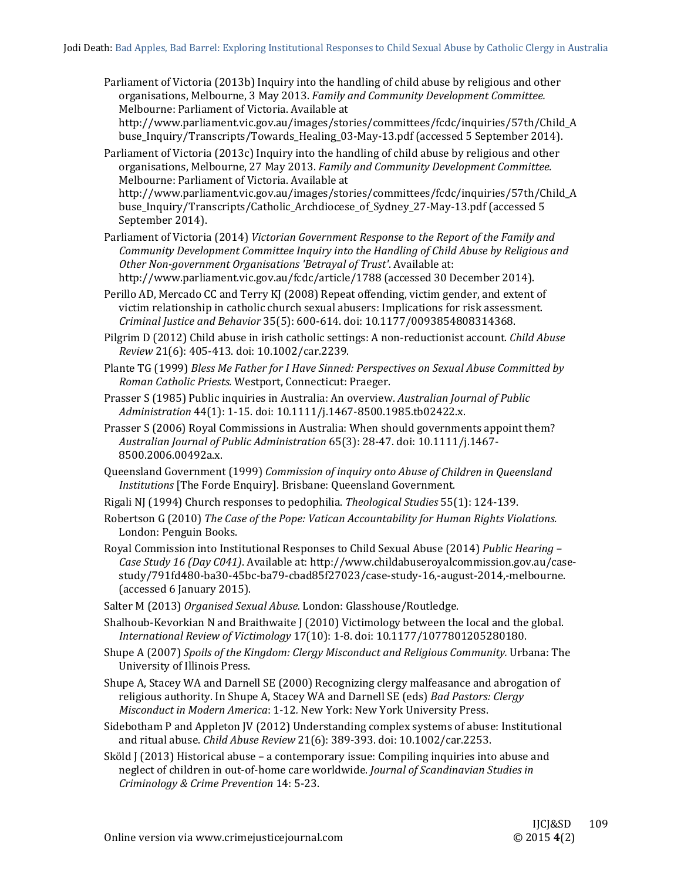Parliament of Victoria (2013b) Inquiry into the handling of child abuse by religious and other organisations, Melbourne, 3 May 2013. *Family and Community Development Committee.* Melbourne: Parliament of Victoria. Available at http://www.parliament.vic.gov.au/images/stories/committees/fcdc/inquiries/57th/Child_Abuse_Inquiry/Transcripts/Towards_Healing_03-May-13.pdf (accessed 5 September 2014).

Parliament of Victoria (2013c) Inquiry into the handling of child abuse by religious and other organisations, Melbourne, 27 May 2013. *Family and Community Development Committee.* Melbourne: Parliament of Victoria. Available at http://www.parliament.vic.gov.au/images/stories/committees/fcdc/inquiries/57th/Child_Abuse_Inquiry/Transcripts/Catholic_Archdiocese_of_Sydney_27-May-13.pdf (accessed 5 September 2014).

Parliament of Victoria (2014) *Victorian Government Response to the Report of the Family and Community Development Committee Inquiry into the Handling of Child Abuse by Religious and Other Non-government Organisations 'Betrayal of Trust'*. Available at: http://www.parliament.vic.gov.au/fcdc/article/1788 (accessed 30 December 2014).

Perillo AD, Mercado CC and Terry KJ (2008) Repeat offending, victim gender, and extent of victim relationship in catholic church sexual abusers: Implications for risk assessment. *Criminal Justice and Behavior* 35(5): 600-614. doi: 10.1177/0093854808314368.

Pilgrim D (2012) Child abuse in irish catholic settings: A non-reductionist account. *Child Abuse Review* 21(6): 405-413. doi: 10.1002/car.2239.

Plante TG (1999) *Bless Me Father for I Have Sinned: Perspectives on Sexual Abuse Committed by Roman Catholic Priests.* Westport, Connecticut: Praeger.

Prasser S (1985) Public inquiries in Australia: An overview. *Australian Journal of Public Administration* 44(1): 1-15. doi: 10.1111/j.1467-8500.1985.tb02422.x.

Prasser S (2006) Royal Commissions in Australia: When should governments appoint them? *Australian Journal of Public Administration* 65(3): 28-47. doi: 10.1111/j.1467-8500.2006.00492a.x.

Queensland Government (1999) *Commission of inquiry onto Abuse of Children in Queensland Institutions* [The Forde Enquiry]. Brisbane: Queensland Government.

Rigali NJ (1994) Church responses to pedophilia. *Theological Studies* 55(1): 124-139.

Robertson G (2010) *The Case of the Pope: Vatican Accountability for Human Rights Violations.* London: Penguin Books.

Royal Commission into Institutional Responses to Child Sexual Abuse (2014) *Public Hearing – Case Study 16 (Day C041)*. Available at: http://www.childabuseroyalcommission.gov.au/case-study/791fd480-ba30-45bc-ba79-cbad85f27023/case-study-16,-august-2014,-melbourne. (accessed 6 January 2015).

Salter M (2013) *Organised Sexual Abuse.* London: Glasshouse/Routledge.

Shalhoub-Kevorkian N and Braithwaite J (2010) Victimology between the local and the global. *International Review of Victimology* 17(10): 1-8. doi: 10.1177/1077801205280180.

Shupe A (2007) *Spoils of the Kingdom: Clergy Misconduct and Religious Community.* Urbana: The University of Illinois Press.

Shupe A, Stacey WA and Darnell SE (2000) Recognizing clergy malfeasance and abrogation of religious authority. In Shupe A, Stacey WA and Darnell SE (eds) *Bad Pastors: Clergy Misconduct in Modern America*: 1-12. New York: New York University Press.

Sidebotham P and Appleton JV (2012) Understanding complex systems of abuse: Institutional and ritual abuse. *Child Abuse Review* 21(6): 389-393. doi: 10.1002/car.2253.

Sköld J (2013) Historical abuse – a contemporary issue: Compiling inquiries into abuse and neglect of children in out-of-home care worldwide. *Journal of Scandinavian Studies in Criminology & Crime Prevention* 14: 5-23.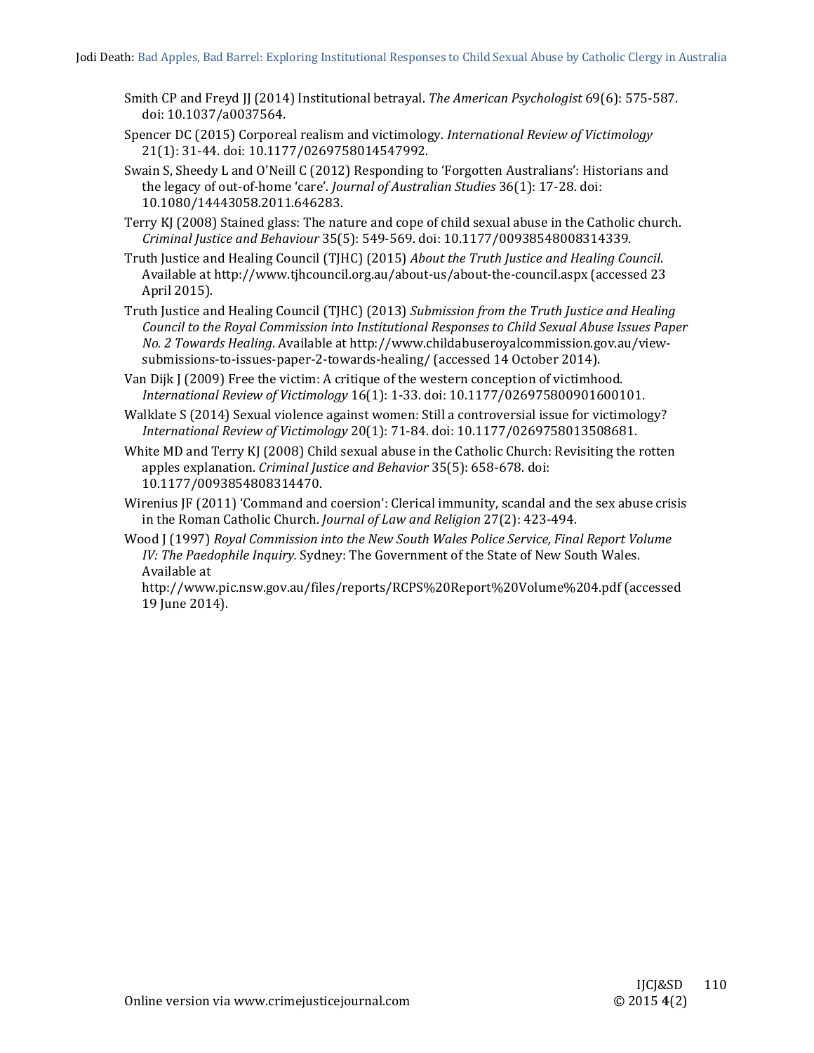Smith CP and Freyd JJ (2014) Institutional betrayal. *The American Psychologist* 69(6): 575-587. doi: 10.1037/a0037564.

Spencer DC (2015) Corporeal realism and victimology. *International Review of Victimology* 21(1): 31-44. doi: 10.1177/0269758014547992.

Swain S, Sheedy L and O'Neill C (2012) Responding to 'Forgotten Australians': Historians and the legacy of out-of-home 'care'. *Journal of Australian Studies* 36(1): 17-28. doi: 10.1080/14443058.2011.646283.

Terry KJ (2008) Stained glass: The nature and cope of child sexual abuse in the Catholic church. *Criminal Justice and Behaviour* 35(5): 549-569. doi: 10.1177/00938548008314339.

Truth Justice and Healing Council (TJHC) (2015) *About the Truth Justice and Healing Council*. Available at http://www.tjhcouncil.org.au/about-us/about-the-council.aspx (accessed 23 April 2015).

Truth Justice and Healing Council (TJHC) (2013) *Submission from the Truth Justice and Healing Council to the Royal Commission into Institutional Responses to Child Sexual Abuse Issues Paper No. 2 Towards Healing*. Available at http://www.childabuseroyalcommission.gov.au/view-submissions-to-issues-paper-2-towards-healing/ (accessed 14 October 2014).

Van Dijk J (2009) Free the victim: A critique of the western conception of victimhood. *International Review of Victimology* 16(1): 1-33. doi: 10.1177/026975800901600101.

Walklate S (2014) Sexual violence against women: Still a controversial issue for victimology? *International Review of Victimology* 20(1): 71-84. doi: 10.1177/0269758013508681.

White MD and Terry KJ (2008) Child sexual abuse in the Catholic Church: Revisiting the rotten apples explanation. *Criminal Justice and Behavior* 35(5): 658-678. doi: 10.1177/0093854808314470.

Wirenius JF (2011) 'Command and coersion': Clerical immunity, scandal and the sex abuse crisis in the Roman Catholic Church. *Journal of Law and Religion* 27(2): 423-494.

Wood J (1997) *Royal Commission into the New South Wales Police Service, Final Report Volume IV: The Paedophile Inquiry.* Sydney: The Government of the State of New South Wales. Available at http://www.pic.nsw.gov.au/files/reports/RCPS%20Report%20Volume%204.pdf (accessed 19 June 2014).